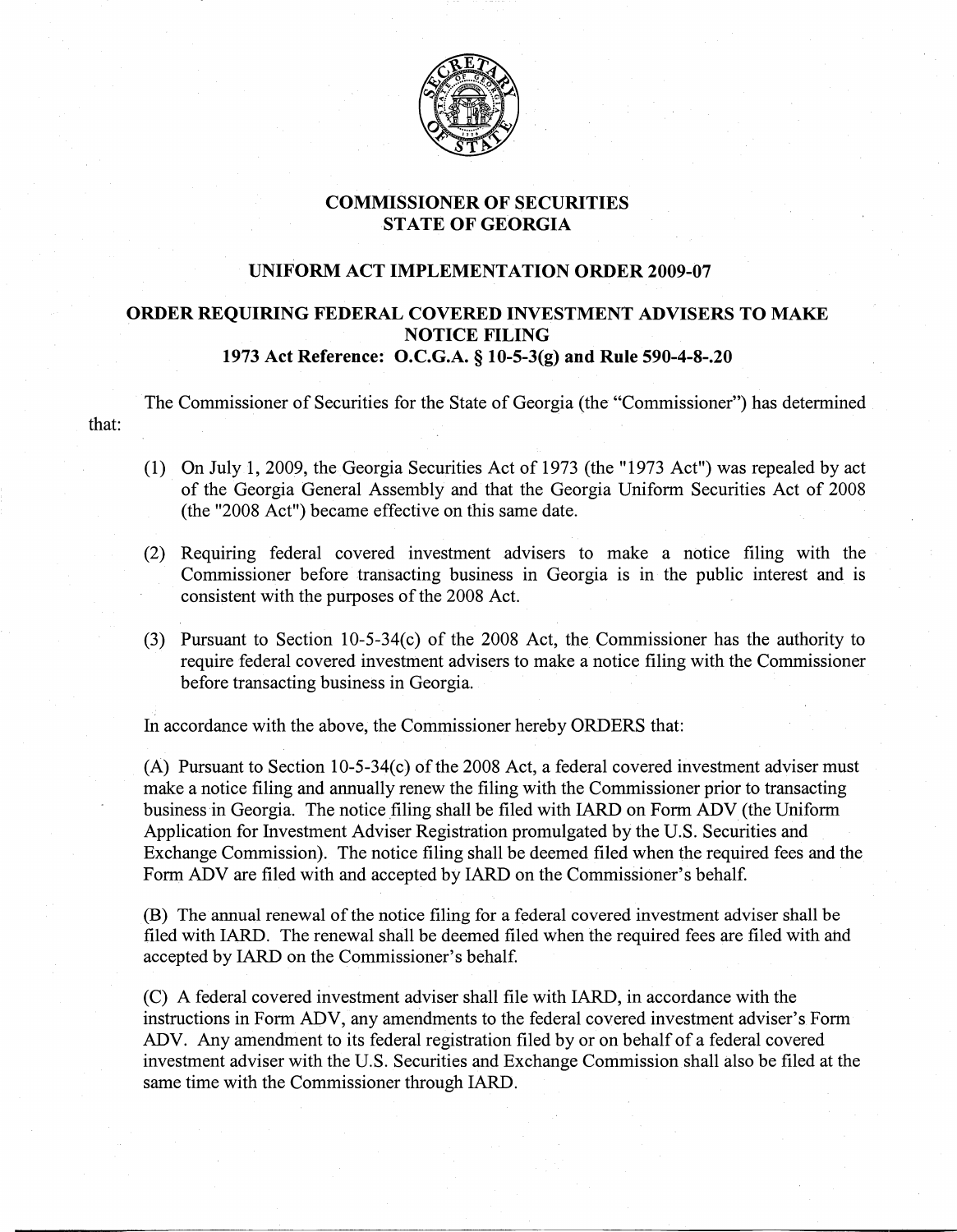# COMMISSIONER OF SECURITIES
# STATE OF GEORGIA

## UNIFORM ACT IMPLEMENTATION ORDER 2009-07

### ORDER REQUIRING FEDERAL COVERED INVESTMENT ADVISERS TO MAKE NOTICE FILING
### 1973 Act Reference: O.C.G.A. § 10-5-3(g) and Rule 590-4-8-.20

The Commissioner of Securities for the State of Georgia (the "Commissioner") has determined that:

(1) On July 1, 2009, the Georgia Securities Act of 1973 (the "1973 Act") was repealed by act of the Georgia General Assembly and that the Georgia Uniform Securities Act of 2008 (the "2008 Act") became effective on this same date.

(2) Requiring federal covered investment advisers to make a notice filing with the Commissioner before transacting business in Georgia is in the public interest and is consistent with the purposes of the 2008 Act.

(3) Pursuant to Section 10-5-34(c) of the 2008 Act, the Commissioner has the authority to require federal covered investment advisers to make a notice filing with the Commissioner before transacting business in Georgia.

In accordance with the above, the Commissioner hereby ORDERS that:

(A) Pursuant to Section 10-5-34(c) of the 2008 Act, a federal covered investment adviser must make a notice filing and annually renew the filing with the Commissioner prior to transacting business in Georgia. The notice filing shall be filed with IARD on Form ADV (the Uniform Application for Investment Adviser Registration promulgated by the U.S. Securities and Exchange Commission). The notice filing shall be deemed filed when the required fees and the Form ADV are filed with and accepted by IARD on the Commissioner's behalf.

(B) The annual renewal of the notice filing for a federal covered investment adviser shall be filed with IARD. The renewal shall be deemed filed when the required fees are filed with and accepted by IARD on the Commissioner's behalf.

(C) A federal covered investment adviser shall file with IARD, in accordance with the instructions in Form ADV, any amendments to the federal covered investment adviser's Form ADV. Any amendment to its federal registration filed by or on behalf of a federal covered investment adviser with the U.S. Securities and Exchange Commission shall also be filed at the same time with the Commissioner through IARD.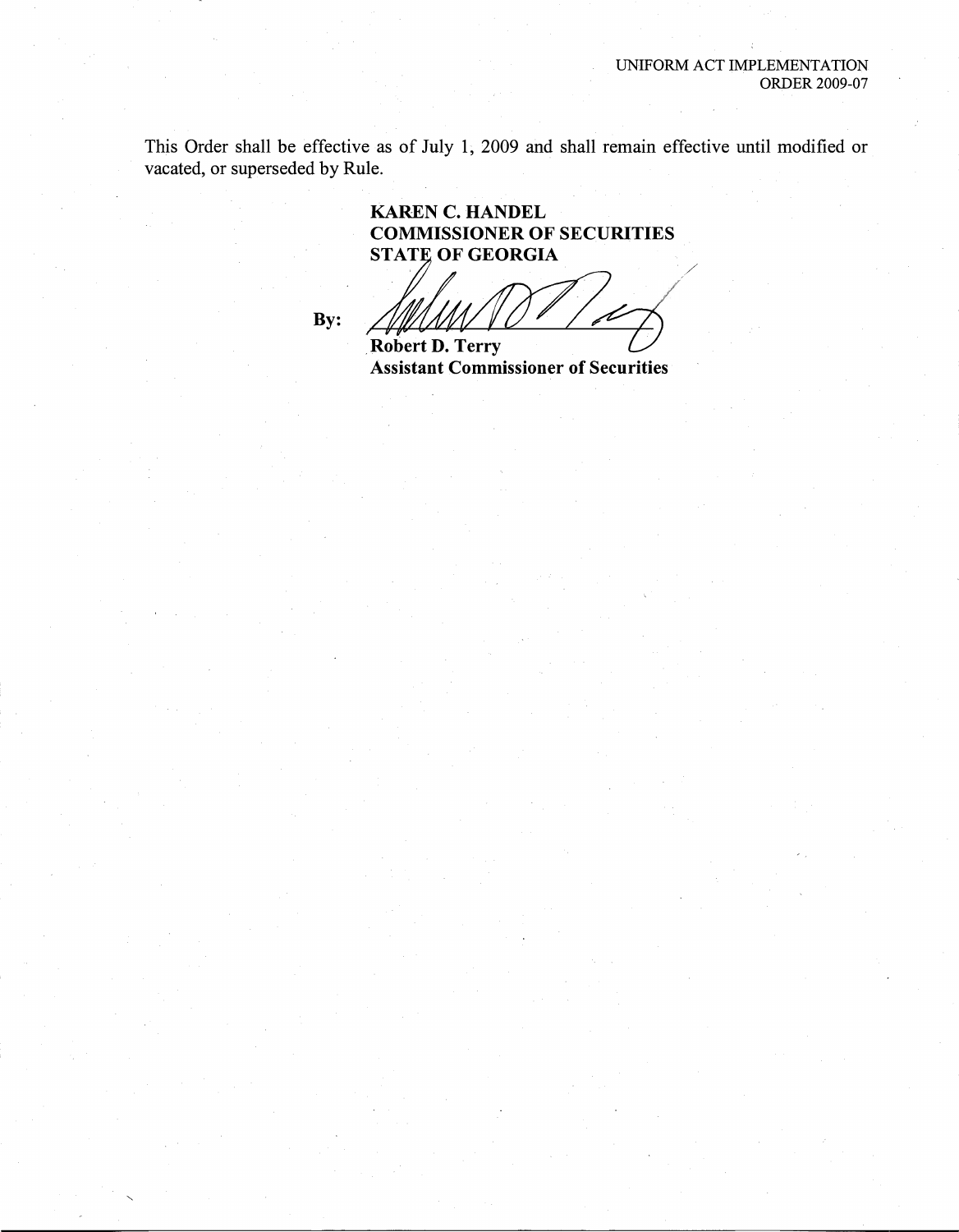This Order shall be effective as of July 1, 2009 and shall remain effective until modified or vacated, or superseded by Rule.

**KAREN C. HANDEL**
**COMMISSIONER OF SECURITIES**
**STATE OF GEORGIA**

**By:**

**Robert D. Terry**
**Assistant Commissioner of Securities**